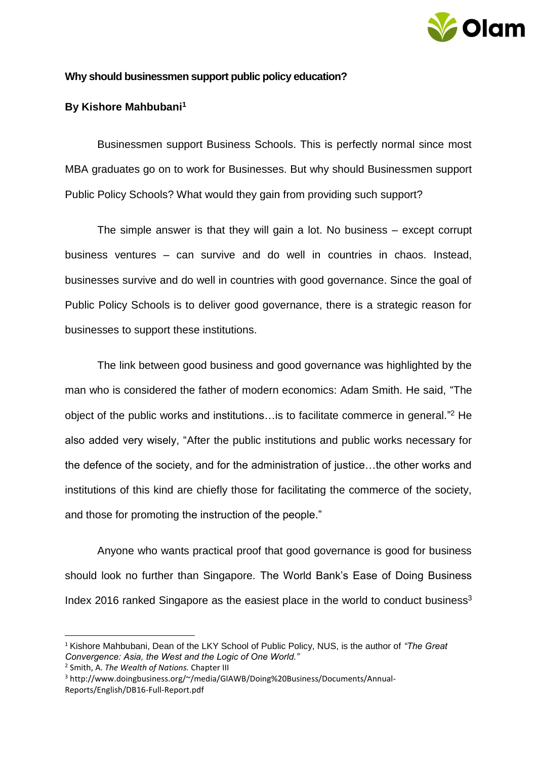**Why should businessmen support public policy education?**

**By Kishore Mahbubani[1]**

Businessmen support Business Schools. This is perfectly normal since most MBA graduates go on to work for Businesses. But why should Businessmen support Public Policy Schools? What would they gain from providing such support?

The simple answer is that they will gain a lot. No business – except corrupt business ventures – can survive and do well in countries in chaos. Instead, businesses survive and do well in countries with good governance. Since the goal of Public Policy Schools is to deliver good governance, there is a strategic reason for businesses to support these institutions.

The link between good business and good governance was highlighted by the man who is considered the father of modern economics: Adam Smith. He said, "The object of the public works and institutions…is to facilitate commerce in general."[2] He also added very wisely, "After the public institutions and public works necessary for the defence of the society, and for the administration of justice…the other works and institutions of this kind are chiefly those for facilitating the commerce of the society, and those for promoting the instruction of the people."

Anyone who wants practical proof that good governance is good for business should look no further than Singapore. The World Bank's Ease of Doing Business Index 2016 ranked Singapore as the easiest place in the world to conduct business[3]

---

[1] Kishore Mahbubani, Dean of the LKY School of Public Policy, NUS, is the author of *"The Great Convergence: Asia, the West and the Logic of One World."*

[2] Smith, A. *The Wealth of Nations.* Chapter III

[3] http://www.doingbusiness.org/~/media/GIAWB/Doing%20Business/Documents/Annual-Reports/English/DB16-Full-Report.pdf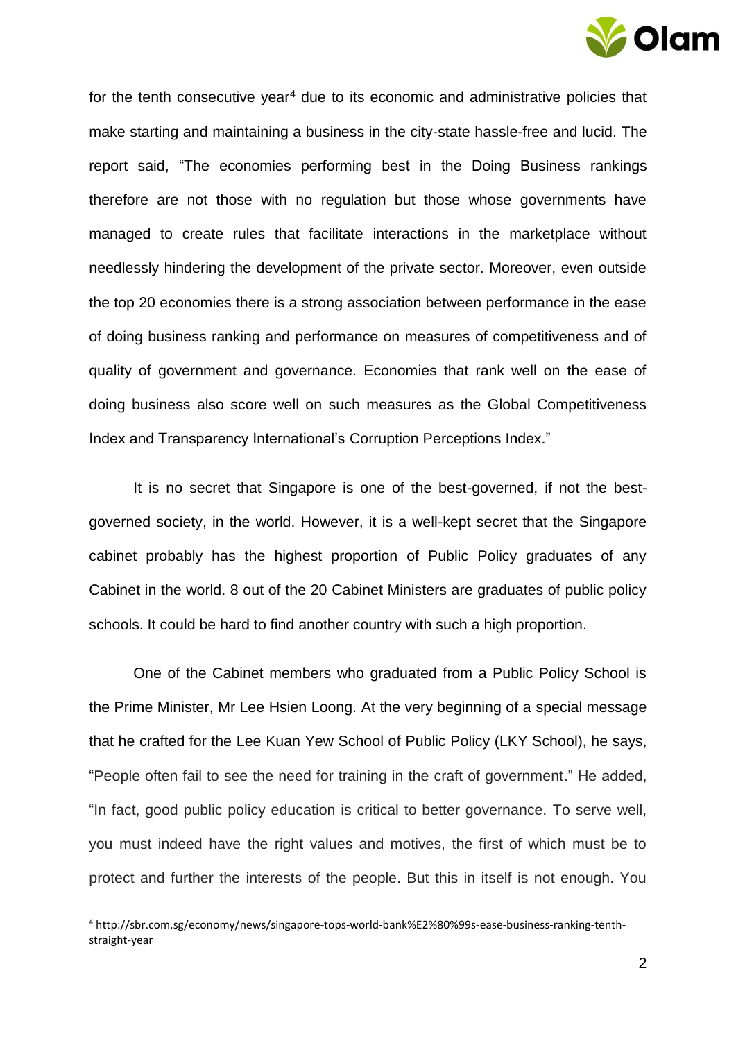for the tenth consecutive year[4] due to its economic and administrative policies that make starting and maintaining a business in the city-state hassle-free and lucid. The report said, "The economies performing best in the Doing Business rankings therefore are not those with no regulation but those whose governments have managed to create rules that facilitate interactions in the marketplace without needlessly hindering the development of the private sector. Moreover, even outside the top 20 economies there is a strong association between performance in the ease of doing business ranking and performance on measures of competitiveness and of quality of government and governance. Economies that rank well on the ease of doing business also score well on such measures as the Global Competitiveness Index and Transparency International's Corruption Perceptions Index."

It is no secret that Singapore is one of the best-governed, if not the best-governed society, in the world. However, it is a well-kept secret that the Singapore cabinet probably has the highest proportion of Public Policy graduates of any Cabinet in the world. 8 out of the 20 Cabinet Ministers are graduates of public policy schools. It could be hard to find another country with such a high proportion.

One of the Cabinet members who graduated from a Public Policy School is the Prime Minister, Mr Lee Hsien Loong. At the very beginning of a special message that he crafted for the Lee Kuan Yew School of Public Policy (LKY School), he says, "People often fail to see the need for training in the craft of government." He added, "In fact, good public policy education is critical to better governance. To serve well, you must indeed have the right values and motives, the first of which must be to protect and further the interests of the people. But this in itself is not enough. You

---

[4] http://sbr.com.sg/economy/news/singapore-tops-world-bank%E2%80%99s-ease-business-ranking-tenth-straight-year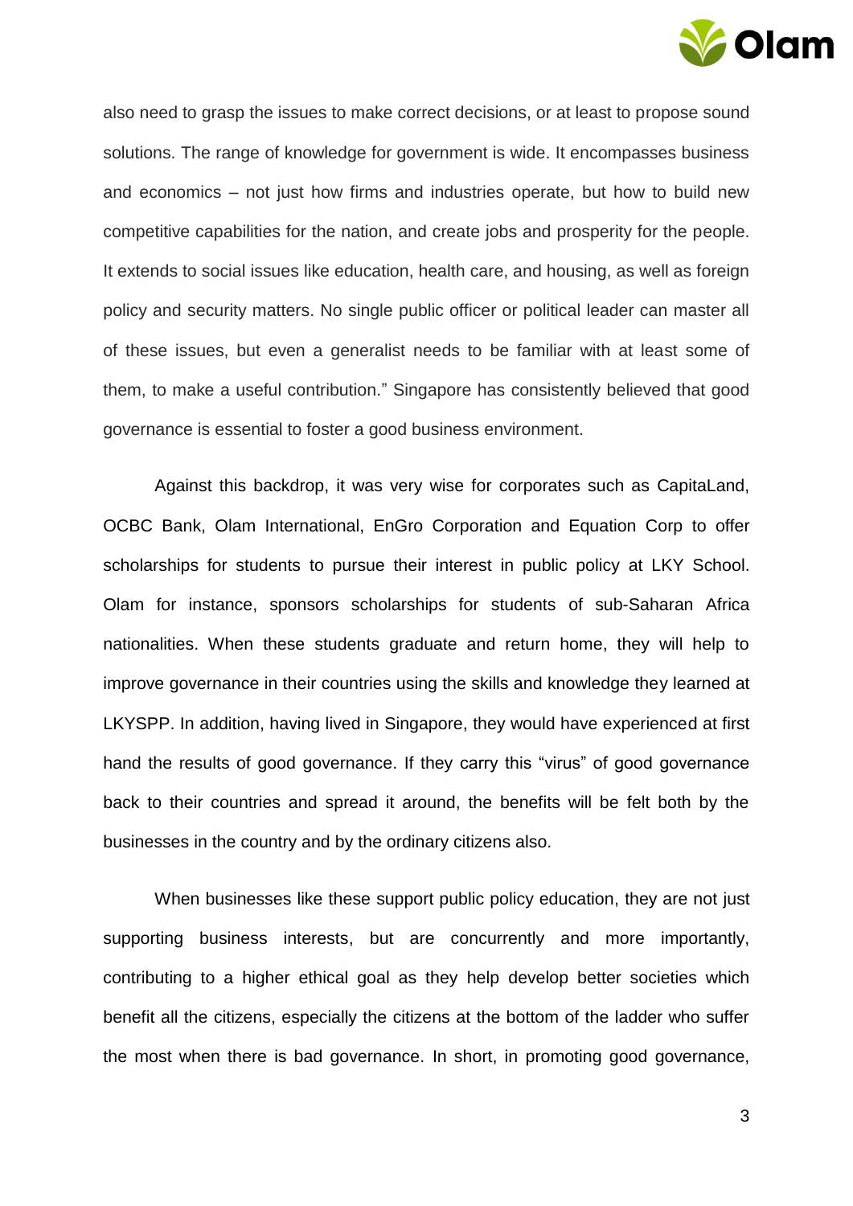also need to grasp the issues to make correct decisions, or at least to propose sound solutions. The range of knowledge for government is wide. It encompasses business and economics – not just how firms and industries operate, but how to build new competitive capabilities for the nation, and create jobs and prosperity for the people. It extends to social issues like education, health care, and housing, as well as foreign policy and security matters. No single public officer or political leader can master all of these issues, but even a generalist needs to be familiar with at least some of them, to make a useful contribution." Singapore has consistently believed that good governance is essential to foster a good business environment.

Against this backdrop, it was very wise for corporates such as CapitaLand, OCBC Bank, Olam International, EnGro Corporation and Equation Corp to offer scholarships for students to pursue their interest in public policy at LKY School. Olam for instance, sponsors scholarships for students of sub-Saharan Africa nationalities. When these students graduate and return home, they will help to improve governance in their countries using the skills and knowledge they learned at LKYSPP. In addition, having lived in Singapore, they would have experienced at first hand the results of good governance. If they carry this "virus" of good governance back to their countries and spread it around, the benefits will be felt both by the businesses in the country and by the ordinary citizens also.

When businesses like these support public policy education, they are not just supporting business interests, but are concurrently and more importantly, contributing to a higher ethical goal as they help develop better societies which benefit all the citizens, especially the citizens at the bottom of the ladder who suffer the most when there is bad governance. In short, in promoting good governance,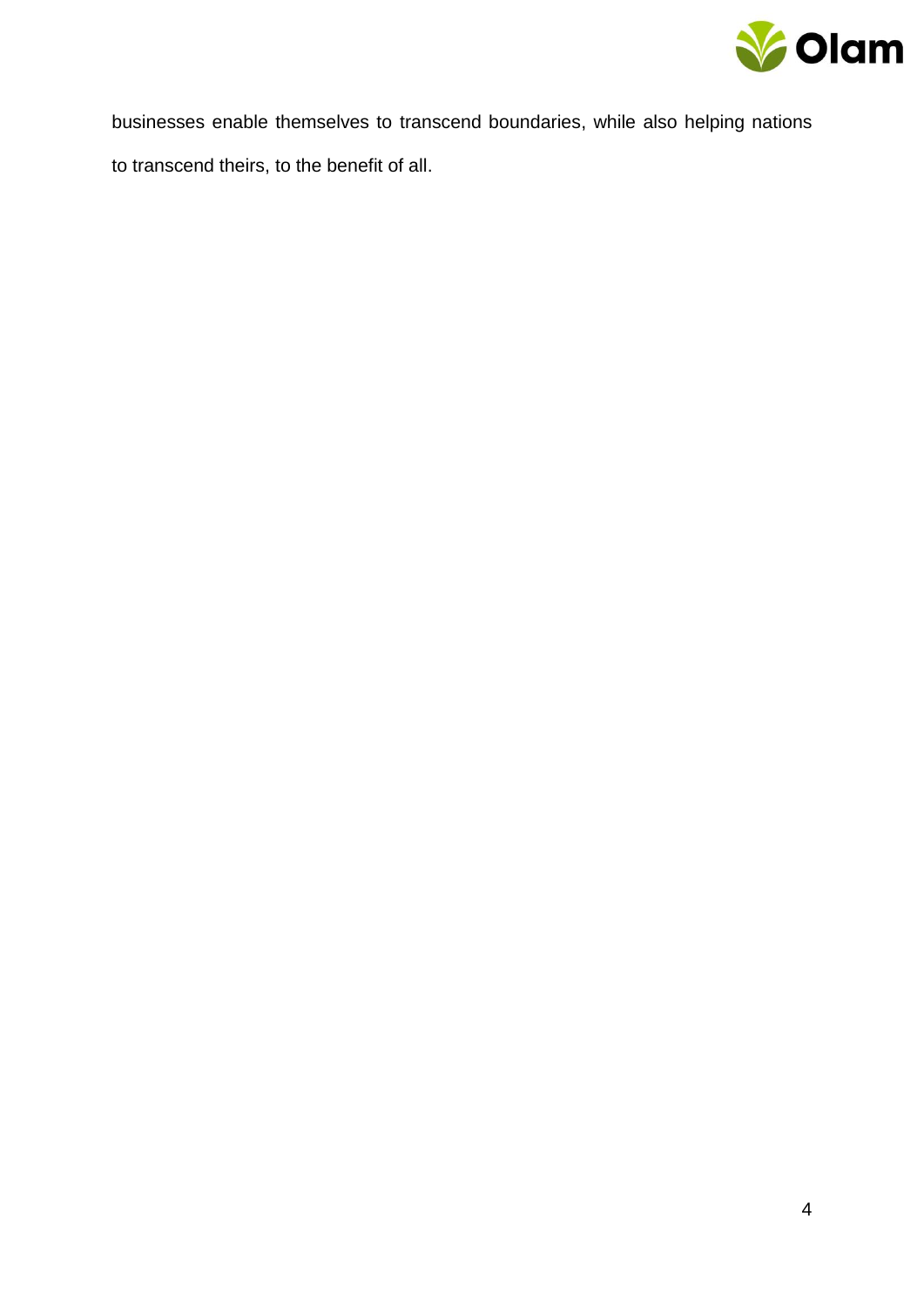businesses enable themselves to transcend boundaries, while also helping nations to transcend theirs, to the benefit of all.